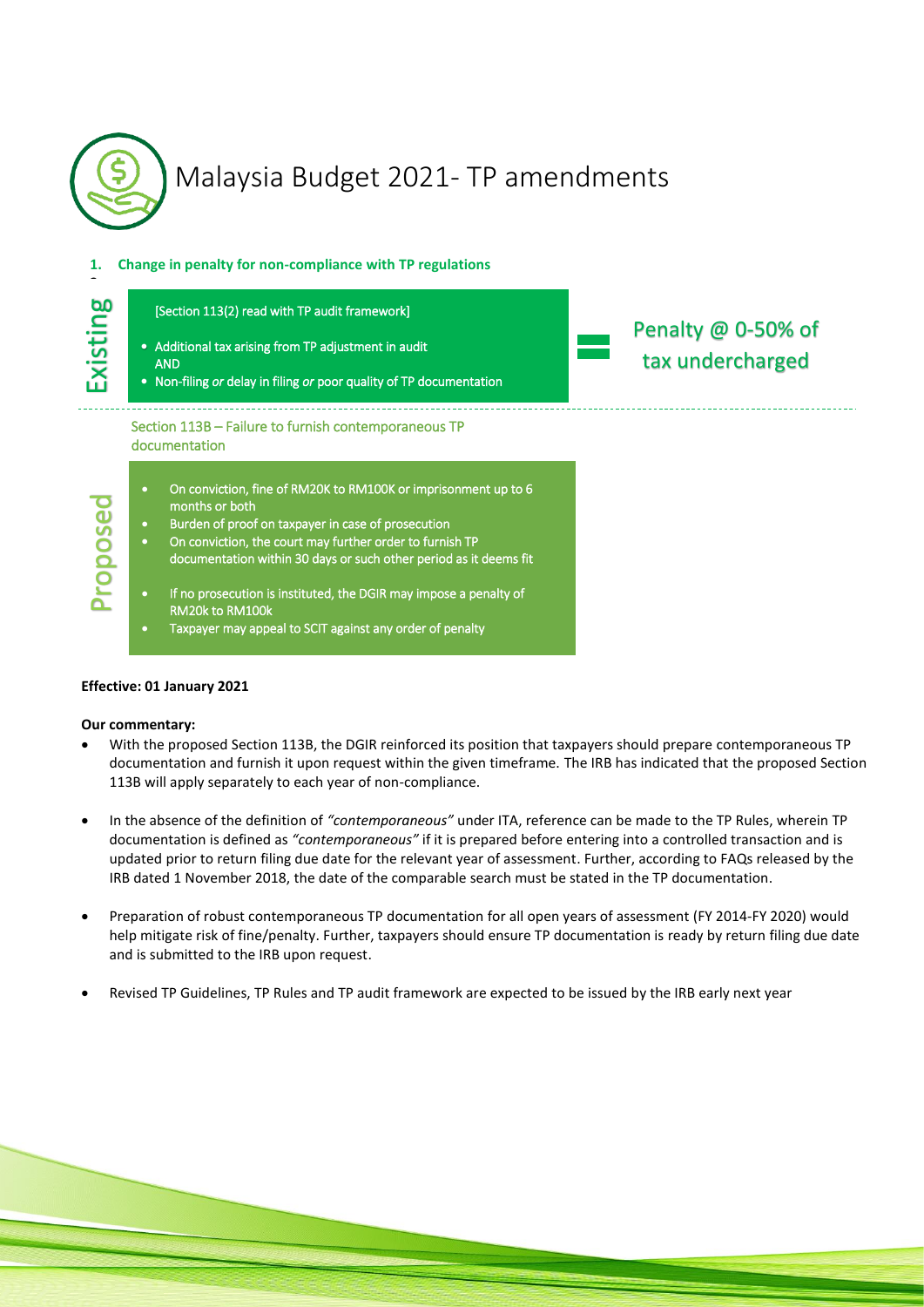# Malaysia Budget 2021- TP amendments

### 1. Change in penalty for non-compliance with TP regulations

**Existing**

[Section 113(2) read with TP audit framework]

- Additional tax arising from TP adjustment in audit
  AND
- Non-filing *or* delay in filing *or* poor quality of TP documentation

= Penalty @ 0-50% of tax undercharged

**Proposed**

Section 113B – Failure to furnish contemporaneous TP documentation

- On conviction, fine of RM20K to RM100K or imprisonment up to 6 months or both
- Burden of proof on taxpayer in case of prosecution
- On conviction, the court may further order to furnish TP documentation within 30 days or such other period as it deems fit
- If no prosecution is instituted, the DGIR may impose a penalty of RM20k to RM100k
- Taxpayer may appeal to SCIT against any order of penalty

**Effective: 01 January 2021**

**Our commentary:**

- With the proposed Section 113B, the DGIR reinforced its position that taxpayers should prepare contemporaneous TP documentation and furnish it upon request within the given timeframe. The IRB has indicated that the proposed Section 113B will apply separately to each year of non-compliance.
- In the absence of the definition of *"contemporaneous"* under ITA, reference can be made to the TP Rules, wherein TP documentation is defined as *"contemporaneous"* if it is prepared before entering into a controlled transaction and is updated prior to return filing due date for the relevant year of assessment. Further, according to FAQs released by the IRB dated 1 November 2018, the date of the comparable search must be stated in the TP documentation.
- Preparation of robust contemporaneous TP documentation for all open years of assessment (FY 2014-FY 2020) would help mitigate risk of fine/penalty. Further, taxpayers should ensure TP documentation is ready by return filing due date and is submitted to the IRB upon request.
- Revised TP Guidelines, TP Rules and TP audit framework are expected to be issued by the IRB early next year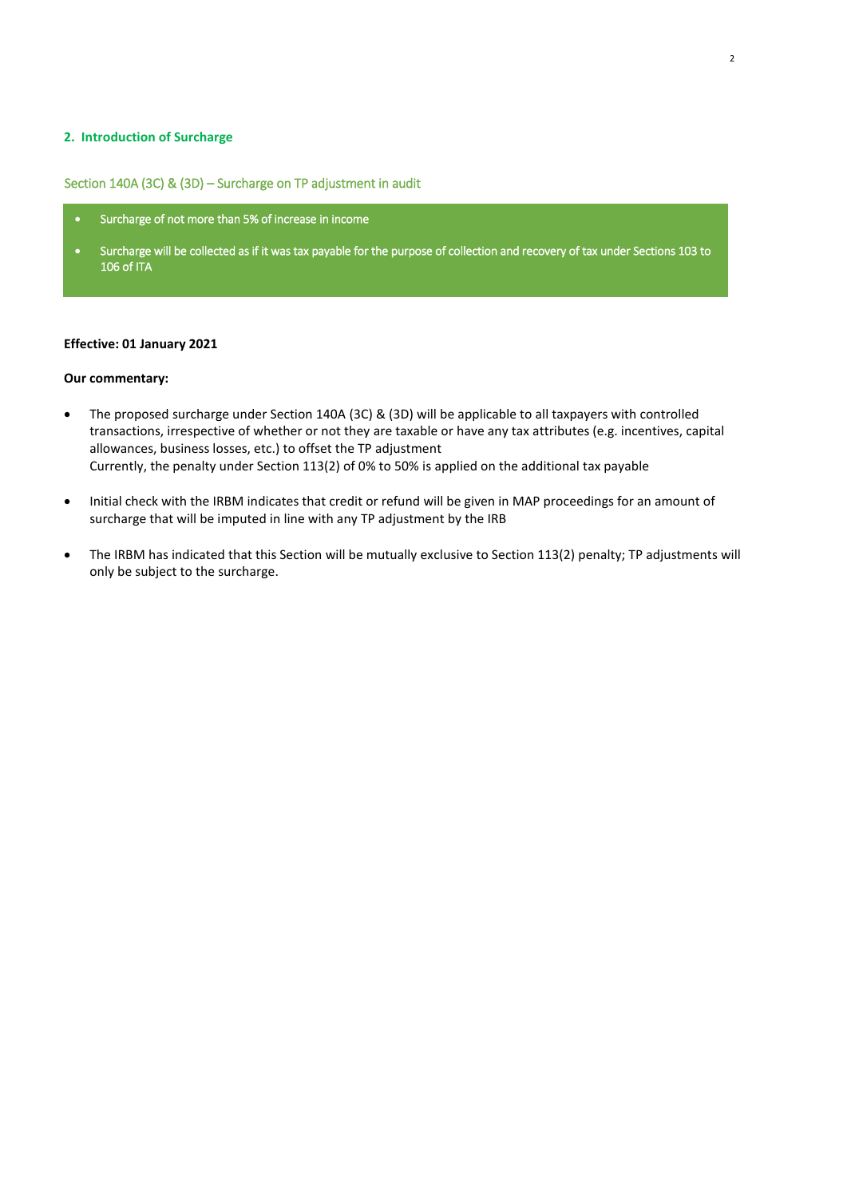## 2. Introduction of Surcharge

### Section 140A (3C) & (3D) – Surcharge on TP adjustment in audit

- Surcharge of not more than 5% of increase in income
- Surcharge will be collected as if it was tax payable for the purpose of collection and recovery of tax under Sections 103 to 106 of ITA

**Effective: 01 January 2021**

**Our commentary:**

- The proposed surcharge under Section 140A (3C) & (3D) will be applicable to all taxpayers with controlled transactions, irrespective of whether or not they are taxable or have any tax attributes (e.g. incentives, capital allowances, business losses, etc.) to offset the TP adjustment
  Currently, the penalty under Section 113(2) of 0% to 50% is applied on the additional tax payable

- Initial check with the IRBM indicates that credit or refund will be given in MAP proceedings for an amount of surcharge that will be imputed in line with any TP adjustment by the IRB

- The IRBM has indicated that this Section will be mutually exclusive to Section 113(2) penalty; TP adjustments will only be subject to the surcharge.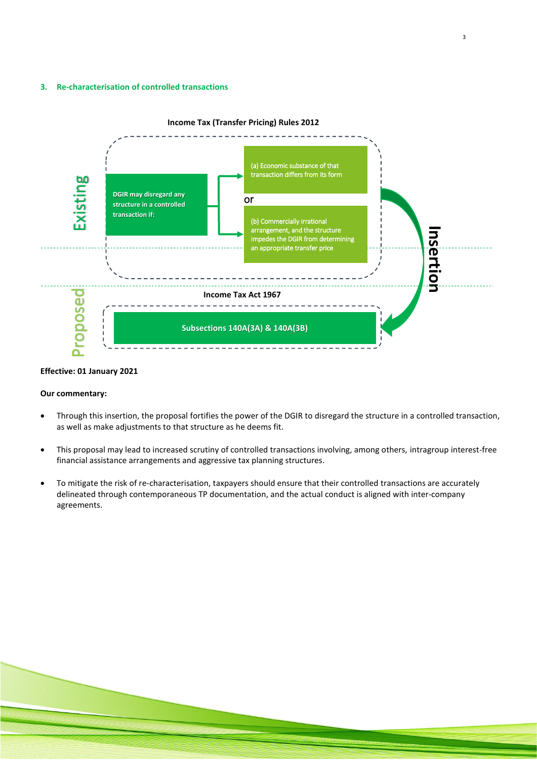### 3. Re-characterisation of controlled transactions

Income Tax (Transfer Pricing) Rules 2012

Existing

DGIR may disregard any structure in a controlled transaction if:

(a) Economic substance of that transaction differs from its form

or

(b) Commercially irrational arrangement, and the structure impedes the DGIR from determining an appropriate transfer price

Insertion

Proposed

Income Tax Act 1967

Subsections 140A(3A) & 140A(3B)

**Effective: 01 January 2021**

**Our commentary:**

- Through this insertion, the proposal fortifies the power of the DGIR to disregard the structure in a controlled transaction, as well as make adjustments to that structure as he deems fit.
- This proposal may lead to increased scrutiny of controlled transactions involving, among others, intragroup interest-free financial assistance arrangements and aggressive tax planning structures.
- To mitigate the risk of re-characterisation, taxpayers should ensure that their controlled transactions are accurately delineated through contemporaneous TP documentation, and the actual conduct is aligned with inter-company agreements.